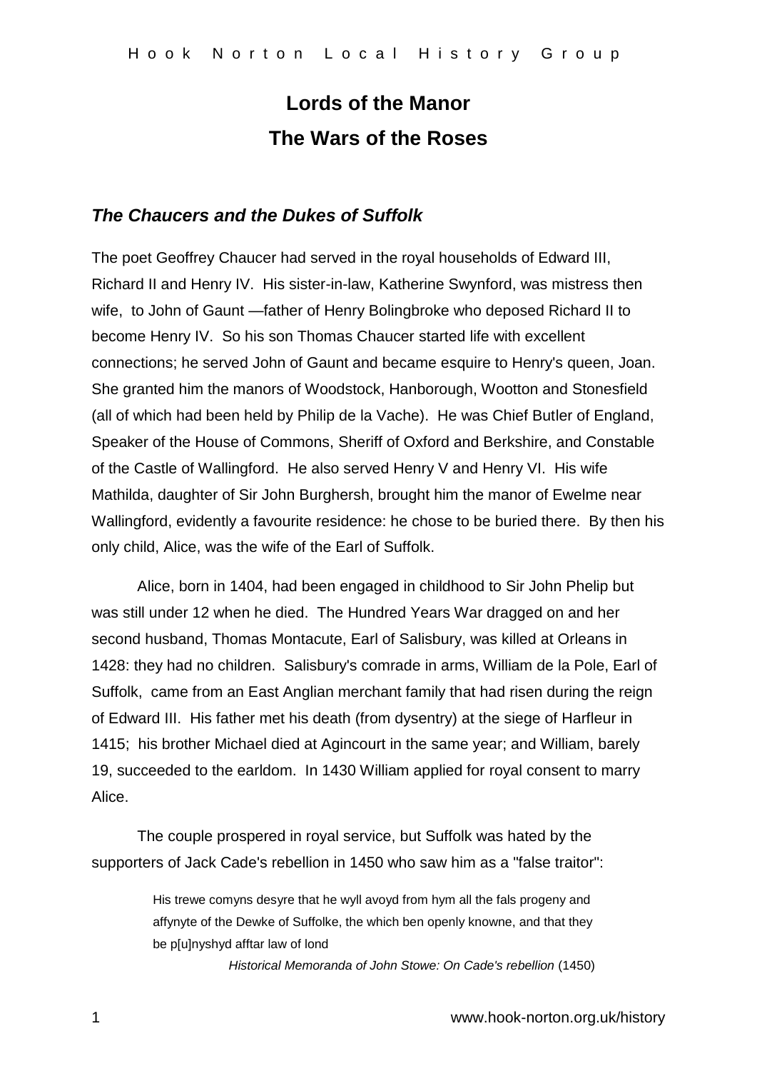# Lords of the Manor
# The Wars of the Roses

### *The Chaucers and the Dukes of Suffolk*

The poet Geoffrey Chaucer had served in the royal households of Edward III, Richard II and Henry IV. His sister-in-law, Katherine Swynford, was mistress then wife, to John of Gaunt —father of Henry Bolingbroke who deposed Richard II to become Henry IV. So his son Thomas Chaucer started life with excellent connections; he served John of Gaunt and became esquire to Henry's queen, Joan. She granted him the manors of Woodstock, Hanborough, Wootton and Stonesfield (all of which had been held by Philip de la Vache). He was Chief Butler of England, Speaker of the House of Commons, Sheriff of Oxford and Berkshire, and Constable of the Castle of Wallingford. He also served Henry V and Henry VI. His wife Mathilda, daughter of Sir John Burghersh, brought him the manor of Ewelme near Wallingford, evidently a favourite residence: he chose to be buried there. By then his only child, Alice, was the wife of the Earl of Suffolk.

Alice, born in 1404, had been engaged in childhood to Sir John Phelip but was still under 12 when he died. The Hundred Years War dragged on and her second husband, Thomas Montacute, Earl of Salisbury, was killed at Orleans in 1428: they had no children. Salisbury's comrade in arms, William de la Pole, Earl of Suffolk, came from an East Anglian merchant family that had risen during the reign of Edward III. His father met his death (from dysentry) at the siege of Harfleur in 1415; his brother Michael died at Agincourt in the same year; and William, barely 19, succeeded to the earldom. In 1430 William applied for royal consent to marry Alice.

The couple prospered in royal service, but Suffolk was hated by the supporters of Jack Cade's rebellion in 1450 who saw him as a "false traitor":

> His trewe comyns desyre that he wyll avoyd from hym all the fals progeny and affynyte of the Dewke of Suffolke, the which ben openly knowne, and that they be p[u]nyshyd afftar law of lond
>
> *Historical Memoranda of John Stowe: On Cade's rebellion* (1450)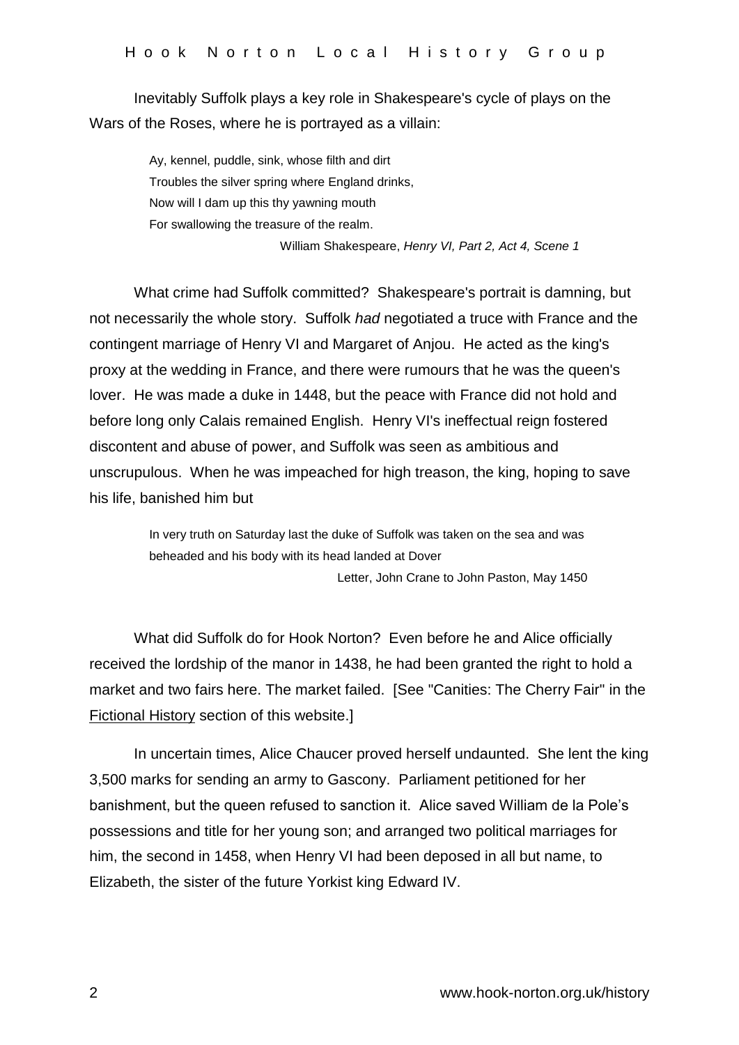Inevitably Suffolk plays a key role in Shakespeare's cycle of plays on the Wars of the Roses, where he is portrayed as a villain:

> Ay, kennel, puddle, sink, whose filth and dirt
> Troubles the silver spring where England drinks,
> Now will I dam up this thy yawning mouth
> For swallowing the treasure of the realm.
>
> William Shakespeare, *Henry VI, Part 2, Act 4, Scene 1*

What crime had Suffolk committed? Shakespeare's portrait is damning, but not necessarily the whole story. Suffolk *had* negotiated a truce with France and the contingent marriage of Henry VI and Margaret of Anjou. He acted as the king's proxy at the wedding in France, and there were rumours that he was the queen's lover. He was made a duke in 1448, but the peace with France did not hold and before long only Calais remained English. Henry VI's ineffectual reign fostered discontent and abuse of power, and Suffolk was seen as ambitious and unscrupulous. When he was impeached for high treason, the king, hoping to save his life, banished him but

> In very truth on Saturday last the duke of Suffolk was taken on the sea and was beheaded and his body with its head landed at Dover
>
> Letter, John Crane to John Paston, May 1450

What did Suffolk do for Hook Norton? Even before he and Alice officially received the lordship of the manor in 1438, he had been granted the right to hold a market and two fairs here. The market failed. [See "Canities: The Cherry Fair" in the Fictional History section of this website.]

In uncertain times, Alice Chaucer proved herself undaunted. She lent the king 3,500 marks for sending an army to Gascony. Parliament petitioned for her banishment, but the queen refused to sanction it. Alice saved William de la Pole's possessions and title for her young son; and arranged two political marriages for him, the second in 1458, when Henry VI had been deposed in all but name, to Elizabeth, the sister of the future Yorkist king Edward IV.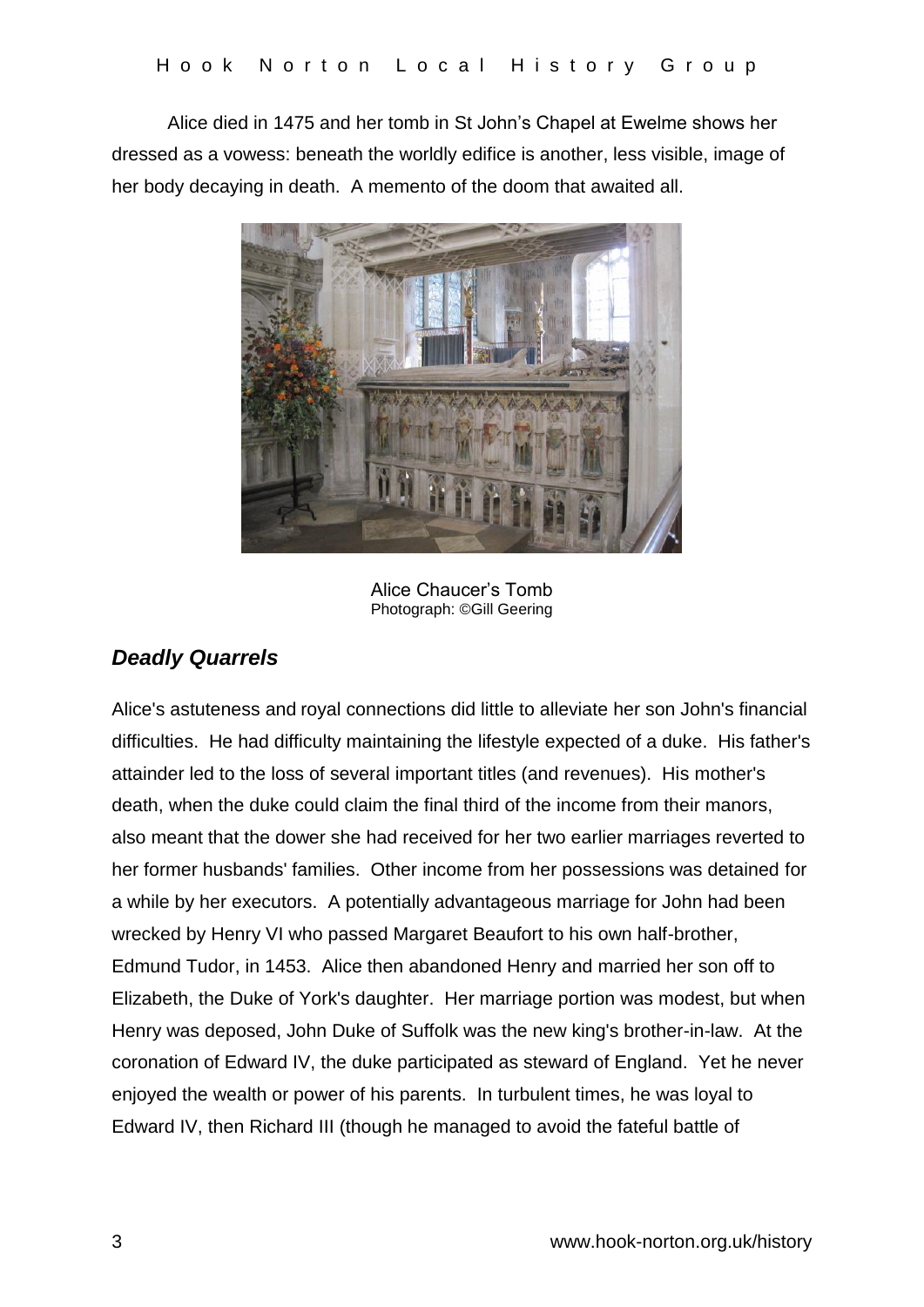Alice died in 1475 and her tomb in St John's Chapel at Ewelme shows her dressed as a vowess: beneath the worldly edifice is another, less visible, image of her body decaying in death. A memento of the doom that awaited all.

Alice Chaucer's Tomb
Photograph: ©Gill Geering

## *Deadly Quarrels*

Alice's astuteness and royal connections did little to alleviate her son John's financial difficulties. He had difficulty maintaining the lifestyle expected of a duke. His father's attainder led to the loss of several important titles (and revenues). His mother's death, when the duke could claim the final third of the income from their manors, also meant that the dower she had received for her two earlier marriages reverted to her former husbands' families. Other income from her possessions was detained for a while by her executors. A potentially advantageous marriage for John had been wrecked by Henry VI who passed Margaret Beaufort to his own half-brother, Edmund Tudor, in 1453. Alice then abandoned Henry and married her son off to Elizabeth, the Duke of York's daughter. Her marriage portion was modest, but when Henry was deposed, John Duke of Suffolk was the new king's brother-in-law. At the coronation of Edward IV, the duke participated as steward of England. Yet he never enjoyed the wealth or power of his parents. In turbulent times, he was loyal to Edward IV, then Richard III (though he managed to avoid the fateful battle of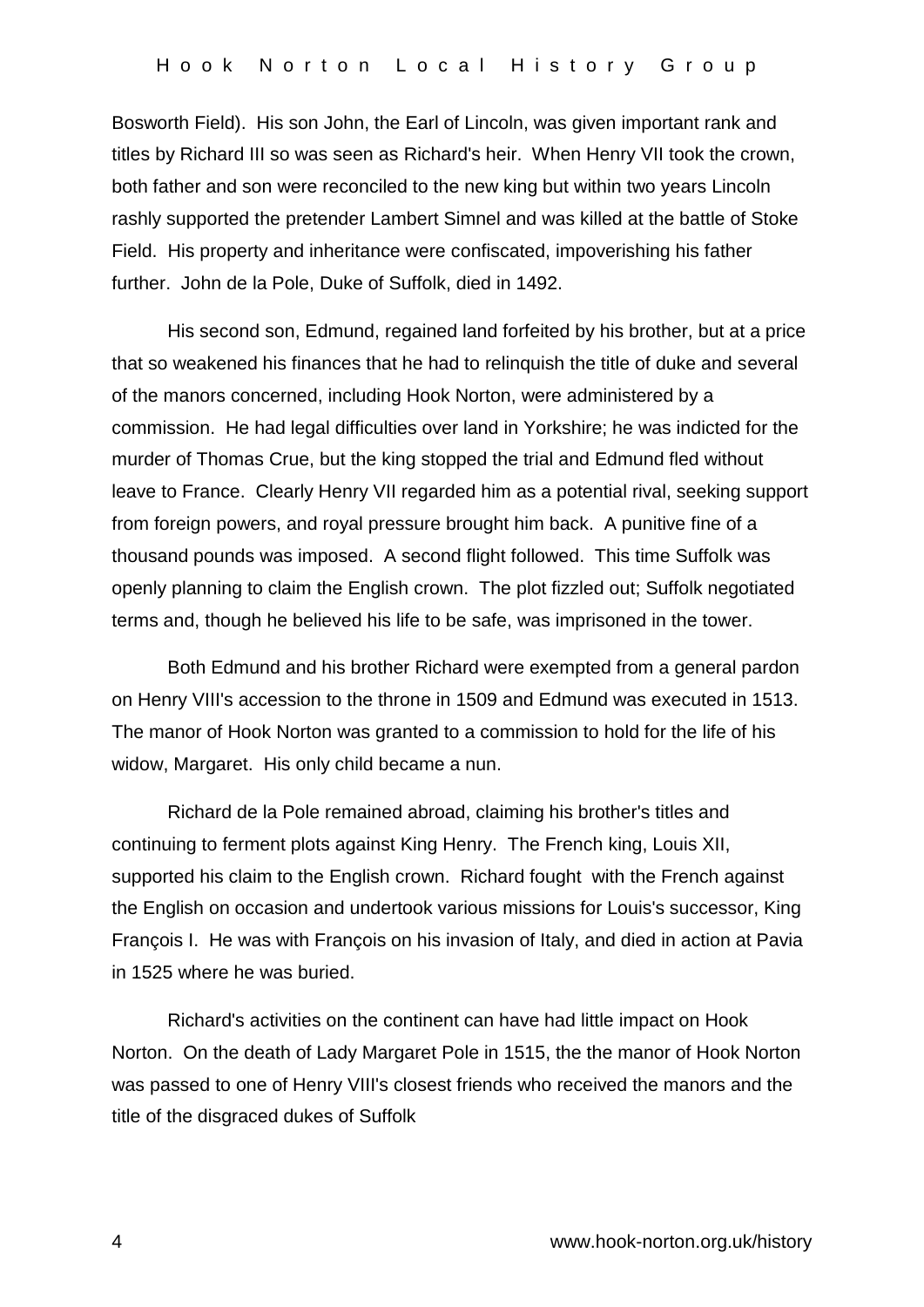Bosworth Field). His son John, the Earl of Lincoln, was given important rank and titles by Richard III so was seen as Richard's heir. When Henry VII took the crown, both father and son were reconciled to the new king but within two years Lincoln rashly supported the pretender Lambert Simnel and was killed at the battle of Stoke Field. His property and inheritance were confiscated, impoverishing his father further. John de la Pole, Duke of Suffolk, died in 1492.

His second son, Edmund, regained land forfeited by his brother, but at a price that so weakened his finances that he had to relinquish the title of duke and several of the manors concerned, including Hook Norton, were administered by a commission. He had legal difficulties over land in Yorkshire; he was indicted for the murder of Thomas Crue, but the king stopped the trial and Edmund fled without leave to France. Clearly Henry VII regarded him as a potential rival, seeking support from foreign powers, and royal pressure brought him back. A punitive fine of a thousand pounds was imposed. A second flight followed. This time Suffolk was openly planning to claim the English crown. The plot fizzled out; Suffolk negotiated terms and, though he believed his life to be safe, was imprisoned in the tower.

Both Edmund and his brother Richard were exempted from a general pardon on Henry VIII's accession to the throne in 1509 and Edmund was executed in 1513. The manor of Hook Norton was granted to a commission to hold for the life of his widow, Margaret. His only child became a nun.

Richard de la Pole remained abroad, claiming his brother's titles and continuing to ferment plots against King Henry. The French king, Louis XII, supported his claim to the English crown. Richard fought with the French against the English on occasion and undertook various missions for Louis's successor, King François I. He was with François on his invasion of Italy, and died in action at Pavia in 1525 where he was buried.

Richard's activities on the continent can have had little impact on Hook Norton. On the death of Lady Margaret Pole in 1515, the the manor of Hook Norton was passed to one of Henry VIII's closest friends who received the manors and the title of the disgraced dukes of Suffolk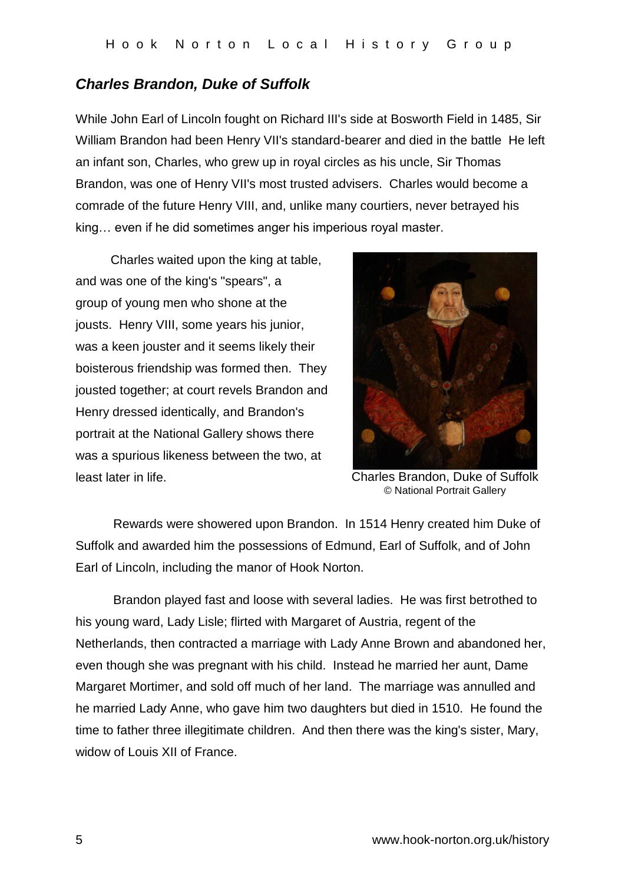### *Charles Brandon, Duke of Suffolk*

While John Earl of Lincoln fought on Richard III's side at Bosworth Field in 1485, Sir William Brandon had been Henry VII's standard-bearer and died in the battle He left an infant son, Charles, who grew up in royal circles as his uncle, Sir Thomas Brandon, was one of Henry VII's most trusted advisers. Charles would become a comrade of the future Henry VIII, and, unlike many courtiers, never betrayed his king… even if he did sometimes anger his imperious royal master.

Charles waited upon the king at table, and was one of the king's "spears", a group of young men who shone at the jousts. Henry VIII, some years his junior, was a keen jouster and it seems likely their boisterous friendship was formed then. They jousted together; at court revels Brandon and Henry dressed identically, and Brandon's portrait at the National Gallery shows there was a spurious likeness between the two, at least later in life.

Charles Brandon, Duke of Suffolk
© National Portrait Gallery

Rewards were showered upon Brandon. In 1514 Henry created him Duke of Suffolk and awarded him the possessions of Edmund, Earl of Suffolk, and of John Earl of Lincoln, including the manor of Hook Norton.

Brandon played fast and loose with several ladies. He was first betrothed to his young ward, Lady Lisle; flirted with Margaret of Austria, regent of the Netherlands, then contracted a marriage with Lady Anne Brown and abandoned her, even though she was pregnant with his child. Instead he married her aunt, Dame Margaret Mortimer, and sold off much of her land. The marriage was annulled and he married Lady Anne, who gave him two daughters but died in 1510. He found the time to father three illegitimate children. And then there was the king's sister, Mary, widow of Louis XII of France.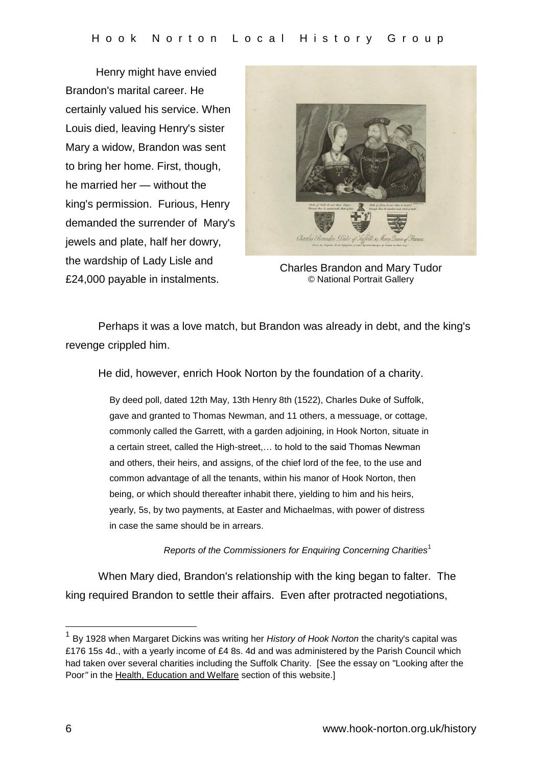Henry might have envied Brandon's marital career. He certainly valued his service. When Louis died, leaving Henry's sister Mary a widow, Brandon was sent to bring her home. First, though, he married her — without the king's permission. Furious, Henry demanded the surrender of Mary's jewels and plate, half her dowry, the wardship of Lady Lisle and £24,000 payable in instalments.

Charles Brandon and Mary Tudor
© National Portrait Gallery

Perhaps it was a love match, but Brandon was already in debt, and the king's revenge crippled him.

He did, however, enrich Hook Norton by the foundation of a charity.

> By deed poll, dated 12th May, 13th Henry 8th (1522), Charles Duke of Suffolk, gave and granted to Thomas Newman, and 11 others, a messuage, or cottage, commonly called the Garrett, with a garden adjoining, in Hook Norton, situate in a certain street, called the High-street,… to hold to the said Thomas Newman and others, their heirs, and assigns, of the chief lord of the fee, to the use and common advantage of all the tenants, within his manor of Hook Norton, then being, or which should thereafter inhabit there, yielding to him and his heirs, yearly, 5s, by two payments, at Easter and Michaelmas, with power of distress in case the same should be in arrears.
>
> *Reports of the Commissioners for Enquiring Concerning Charities*[1]

When Mary died, Brandon's relationship with the king began to falter. The king required Brandon to settle their affairs. Even after protracted negotiations,

[1] By 1928 when Margaret Dickins was writing her *History of Hook Norton* the charity's capital was £176 15s 4d., with a yearly income of £4 8s. 4d and was administered by the Parish Council which had taken over several charities including the Suffolk Charity. [See the essay on "Looking after the Poor" in the Health, Education and Welfare section of this website.]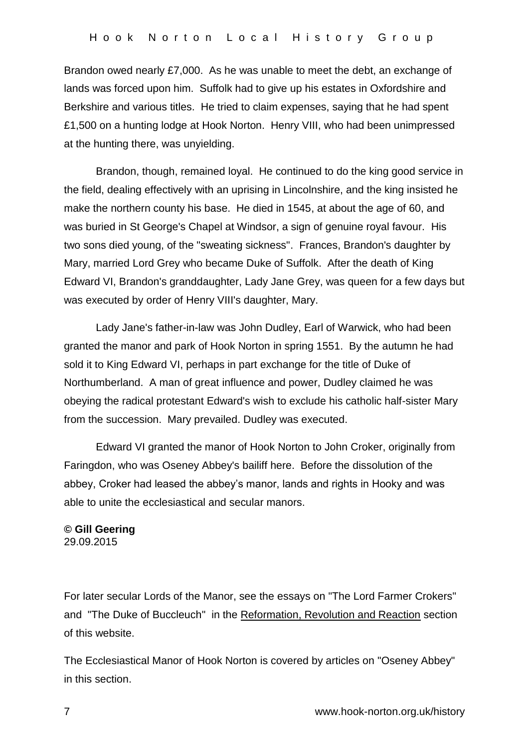Brandon owed nearly £7,000. As he was unable to meet the debt, an exchange of lands was forced upon him. Suffolk had to give up his estates in Oxfordshire and Berkshire and various titles. He tried to claim expenses, saying that he had spent £1,500 on a hunting lodge at Hook Norton. Henry VIII, who had been unimpressed at the hunting there, was unyielding.

Brandon, though, remained loyal. He continued to do the king good service in the field, dealing effectively with an uprising in Lincolnshire, and the king insisted he make the northern county his base. He died in 1545, at about the age of 60, and was buried in St George's Chapel at Windsor, a sign of genuine royal favour. His two sons died young, of the "sweating sickness". Frances, Brandon's daughter by Mary, married Lord Grey who became Duke of Suffolk. After the death of King Edward VI, Brandon's granddaughter, Lady Jane Grey, was queen for a few days but was executed by order of Henry VIII's daughter, Mary.

Lady Jane's father-in-law was John Dudley, Earl of Warwick, who had been granted the manor and park of Hook Norton in spring 1551. By the autumn he had sold it to King Edward VI, perhaps in part exchange for the title of Duke of Northumberland. A man of great influence and power, Dudley claimed he was obeying the radical protestant Edward's wish to exclude his catholic half-sister Mary from the succession. Mary prevailed. Dudley was executed.

Edward VI granted the manor of Hook Norton to John Croker, originally from Faringdon, who was Oseney Abbey's bailiff here. Before the dissolution of the abbey, Croker had leased the abbey's manor, lands and rights in Hooky and was able to unite the ecclesiastical and secular manors.

**© Gill Geering**
29.09.2015

For later secular Lords of the Manor, see the essays on "The Lord Farmer Crokers" and "The Duke of Buccleuch" in the Reformation, Revolution and Reaction section of this website.

The Ecclesiastical Manor of Hook Norton is covered by articles on "Oseney Abbey" in this section.